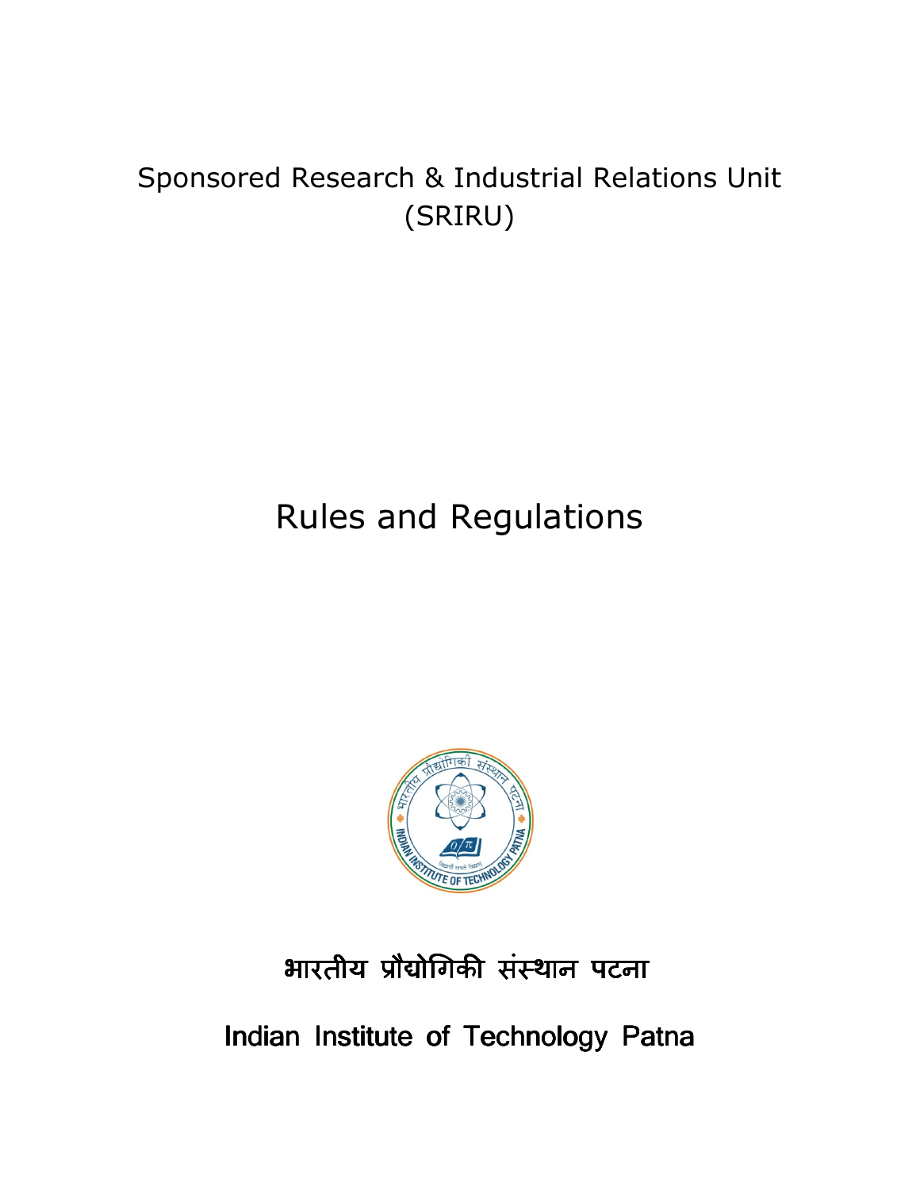# Sponsored Research & Industrial Relations Unit (SRIRU)

# Rules and Regulations

भारतीय प्रौद्योगिकी संस्थान पटना

**Indian Institute of Technology Patna**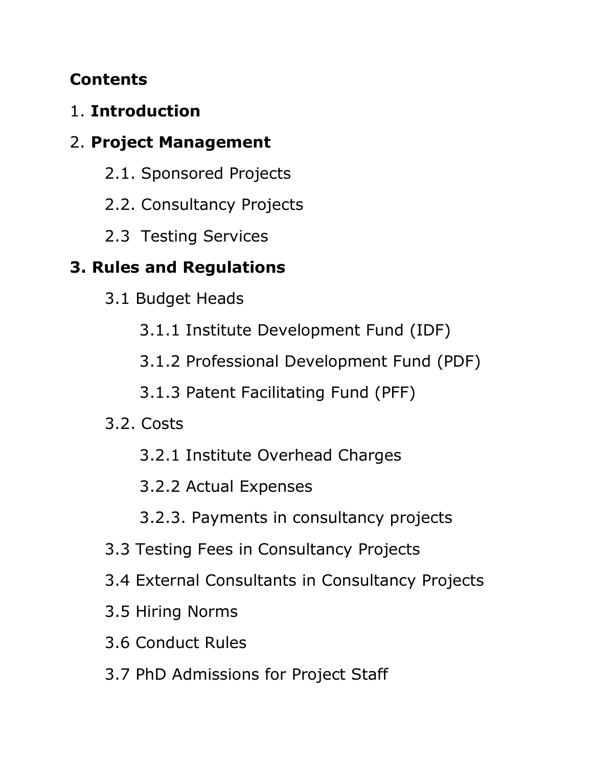**Contents**

1. **Introduction**

2. **Project Management**

    2.1. Sponsored Projects

    2.2. Consultancy Projects

    2.3 Testing Services

**3. Rules and Regulations**

    3.1 Budget Heads

        3.1.1 Institute Development Fund (IDF)

        3.1.2 Professional Development Fund (PDF)

        3.1.3 Patent Facilitating Fund (PFF)

    3.2. Costs

        3.2.1 Institute Overhead Charges

        3.2.2 Actual Expenses

        3.2.3. Payments in consultancy projects

    3.3 Testing Fees in Consultancy Projects

    3.4 External Consultants in Consultancy Projects

    3.5 Hiring Norms

    3.6 Conduct Rules

    3.7 PhD Admissions for Project Staff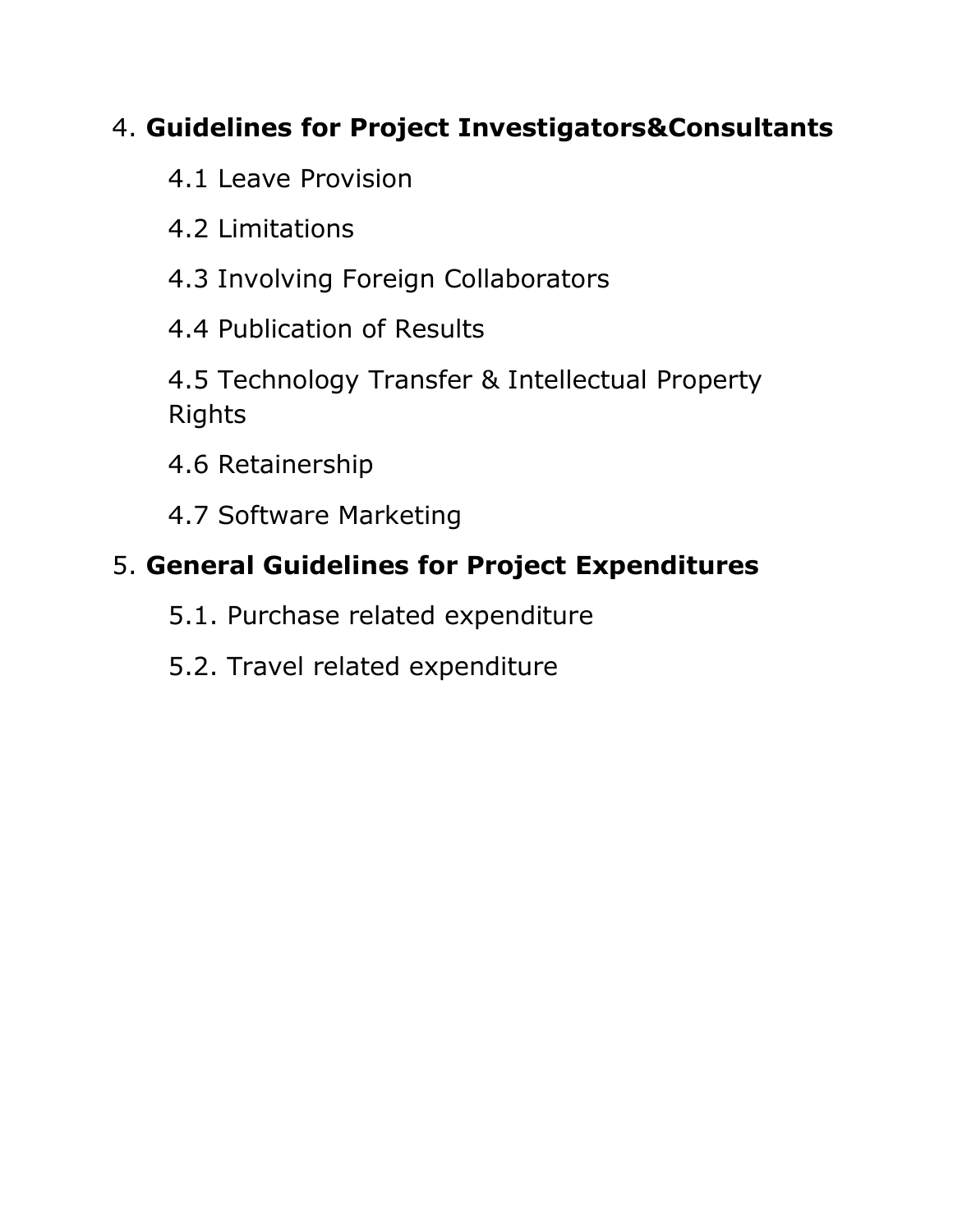4. **Guidelines for Project Investigators&Consultants**

    4.1 Leave Provision

    4.2 Limitations

    4.3 Involving Foreign Collaborators

    4.4 Publication of Results

    4.5 Technology Transfer & Intellectual Property Rights

    4.6 Retainership

    4.7 Software Marketing

5. **General Guidelines for Project Expenditures**

    5.1. Purchase related expenditure

    5.2. Travel related expenditure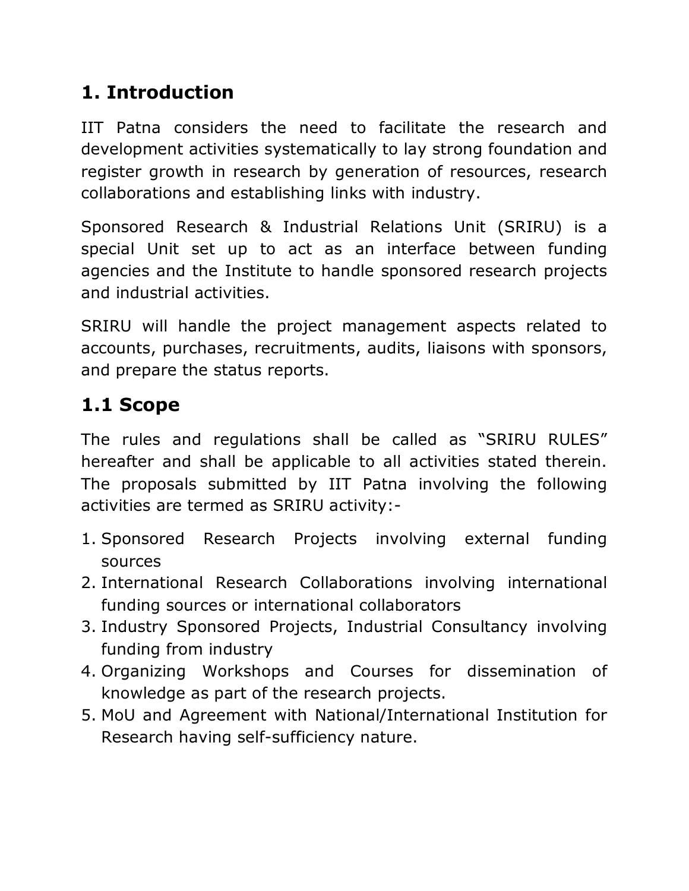# 1. Introduction

IIT Patna considers the need to facilitate the research and development activities systematically to lay strong foundation and register growth in research by generation of resources, research collaborations and establishing links with industry.

Sponsored Research & Industrial Relations Unit (SRIRU) is a special Unit set up to act as an interface between funding agencies and the Institute to handle sponsored research projects and industrial activities.

SRIRU will handle the project management aspects related to accounts, purchases, recruitments, audits, liaisons with sponsors, and prepare the status reports.

## 1.1 Scope

The rules and regulations shall be called as "SRIRU RULES" hereafter and shall be applicable to all activities stated therein. The proposals submitted by IIT Patna involving the following activities are termed as SRIRU activity:-

1. Sponsored Research Projects involving external funding sources
2. International Research Collaborations involving international funding sources or international collaborators
3. Industry Sponsored Projects, Industrial Consultancy involving funding from industry
4. Organizing Workshops and Courses for dissemination of knowledge as part of the research projects.
5. MoU and Agreement with National/International Institution for Research having self-sufficiency nature.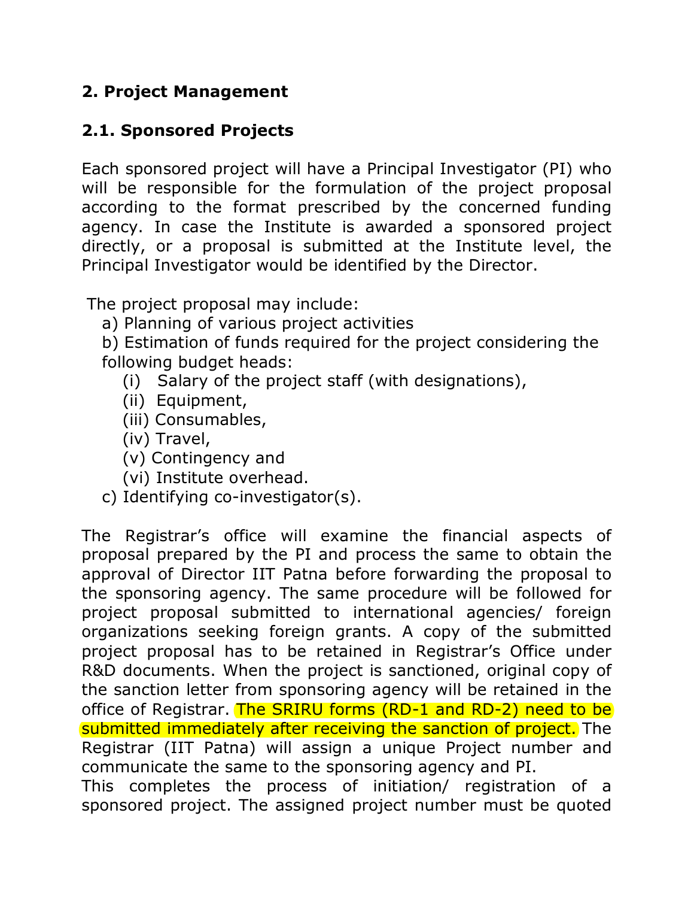## 2. Project Management

### 2.1. Sponsored Projects

Each sponsored project will have a Principal Investigator (PI) who will be responsible for the formulation of the project proposal according to the format prescribed by the concerned funding agency. In case the Institute is awarded a sponsored project directly, or a proposal is submitted at the Institute level, the Principal Investigator would be identified by the Director.

The project proposal may include:

a) Planning of various project activities

b) Estimation of funds required for the project considering the following budget heads:

   (i) Salary of the project staff (with designations),
   (ii) Equipment,
   (iii) Consumables,
   (iv) Travel,
   (v) Contingency and
   (vi) Institute overhead.

c) Identifying co-investigator(s).

The Registrar's office will examine the financial aspects of proposal prepared by the PI and process the same to obtain the approval of Director IIT Patna before forwarding the proposal to the sponsoring agency. The same procedure will be followed for project proposal submitted to international agencies/ foreign organizations seeking foreign grants. A copy of the submitted project proposal has to be retained in Registrar's Office under R&D documents. When the project is sanctioned, original copy of the sanction letter from sponsoring agency will be retained in the office of Registrar. The SRIRU forms (RD-1 and RD-2) need to be submitted immediately after receiving the sanction of project. The Registrar (IIT Patna) will assign a unique Project number and communicate the same to the sponsoring agency and PI.

This completes the process of initiation/ registration of a sponsored project. The assigned project number must be quoted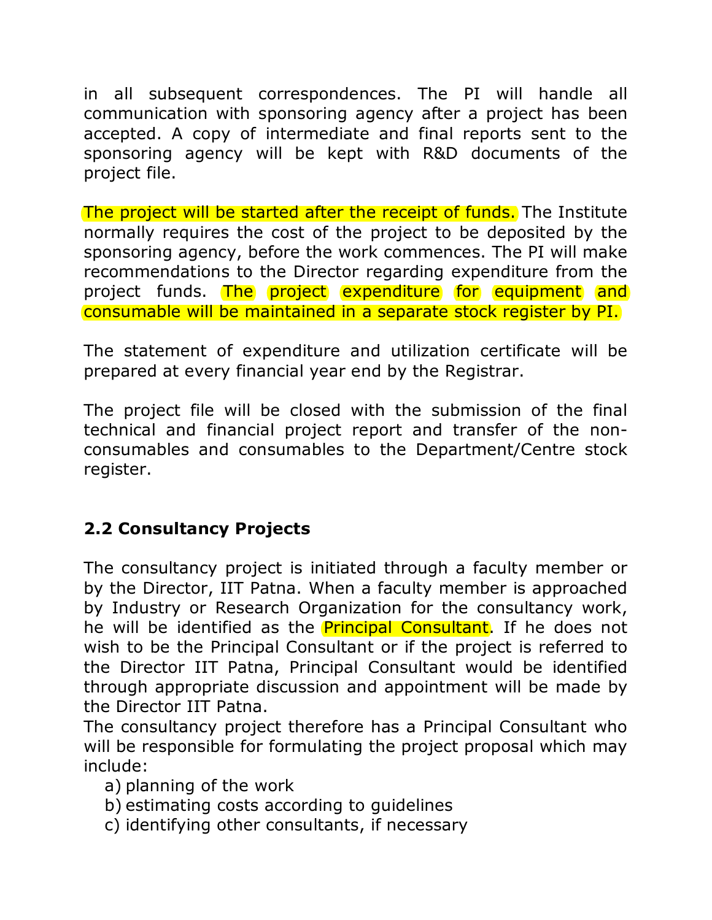in all subsequent correspondences. The PI will handle all communication with sponsoring agency after a project has been accepted. A copy of intermediate and final reports sent to the sponsoring agency will be kept with R&D documents of the project file.

The project will be started after the receipt of funds. The Institute normally requires the cost of the project to be deposited by the sponsoring agency, before the work commences. The PI will make recommendations to the Director regarding expenditure from the project funds. The project expenditure for equipment and consumable will be maintained in a separate stock register by PI.

The statement of expenditure and utilization certificate will be prepared at every financial year end by the Registrar.

The project file will be closed with the submission of the final technical and financial project report and transfer of the non-consumables and consumables to the Department/Centre stock register.

### 2.2 Consultancy Projects

The consultancy project is initiated through a faculty member or by the Director, IIT Patna. When a faculty member is approached by Industry or Research Organization for the consultancy work, he will be identified as the Principal Consultant. If he does not wish to be the Principal Consultant or if the project is referred to the Director IIT Patna, Principal Consultant would be identified through appropriate discussion and appointment will be made by the Director IIT Patna.

The consultancy project therefore has a Principal Consultant who will be responsible for formulating the project proposal which may include:

a) planning of the work
b) estimating costs according to guidelines
c) identifying other consultants, if necessary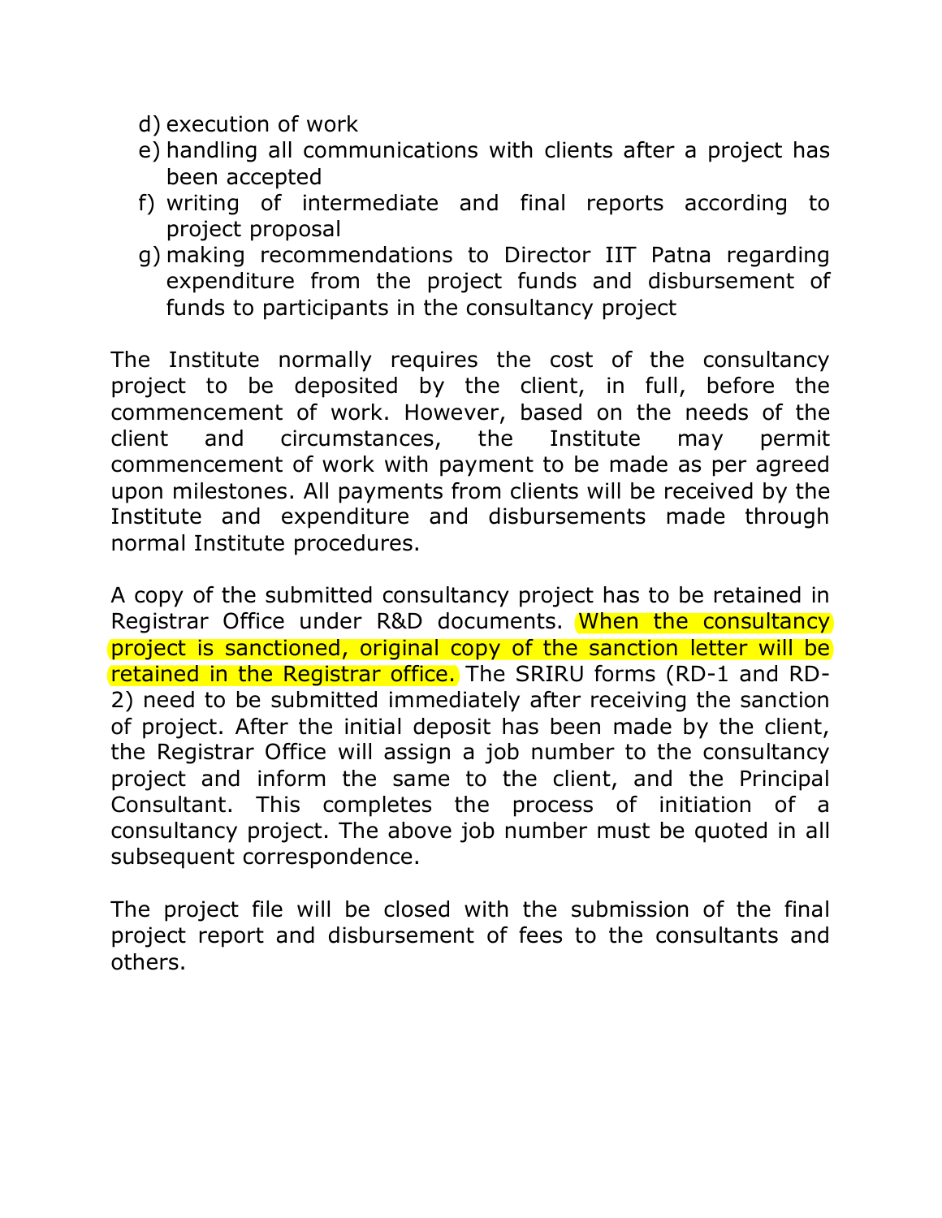d) execution of work
e) handling all communications with clients after a project has been accepted
f) writing of intermediate and final reports according to project proposal
g) making recommendations to Director IIT Patna regarding expenditure from the project funds and disbursement of funds to participants in the consultancy project

The Institute normally requires the cost of the consultancy project to be deposited by the client, in full, before the commencement of work. However, based on the needs of the client and circumstances, the Institute may permit commencement of work with payment to be made as per agreed upon milestones. All payments from clients will be received by the Institute and expenditure and disbursements made through normal Institute procedures.

A copy of the submitted consultancy project has to be retained in Registrar Office under R&D documents. When the consultancy project is sanctioned, original copy of the sanction letter will be retained in the Registrar office. The SRIRU forms (RD-1 and RD-2) need to be submitted immediately after receiving the sanction of project. After the initial deposit has been made by the client, the Registrar Office will assign a job number to the consultancy project and inform the same to the client, and the Principal Consultant. This completes the process of initiation of a consultancy project. The above job number must be quoted in all subsequent correspondence.

The project file will be closed with the submission of the final project report and disbursement of fees to the consultants and others.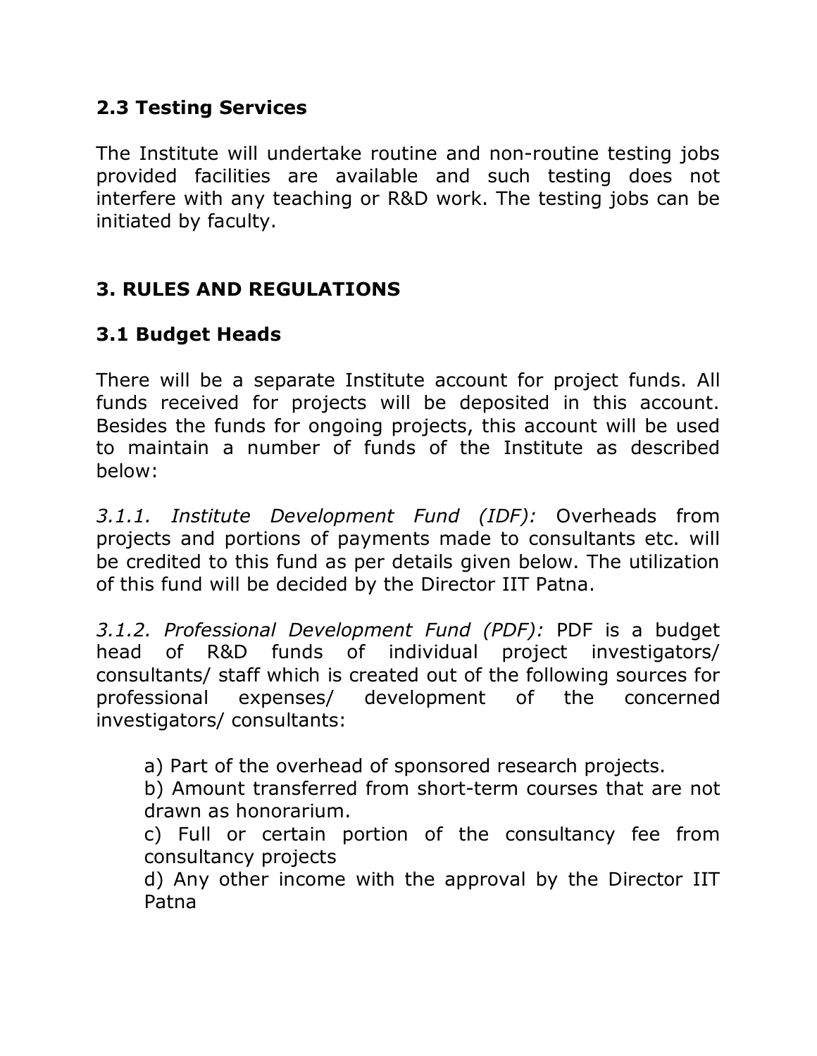## 2.3 Testing Services

The Institute will undertake routine and non-routine testing jobs provided facilities are available and such testing does not interfere with any teaching or R&D work. The testing jobs can be initiated by faculty.

# 3. RULES AND REGULATIONS

## 3.1 Budget Heads

There will be a separate Institute account for project funds. All funds received for projects will be deposited in this account. Besides the funds for ongoing projects, this account will be used to maintain a number of funds of the Institute as described below:

*3.1.1. Institute Development Fund (IDF):* Overheads from projects and portions of payments made to consultants etc. will be credited to this fund as per details given below. The utilization of this fund will be decided by the Director IIT Patna.

*3.1.2. Professional Development Fund (PDF):* PDF is a budget head of R&D funds of individual project investigators/ consultants/ staff which is created out of the following sources for professional expenses/ development of the concerned investigators/ consultants:

a) Part of the overhead of sponsored research projects.
b) Amount transferred from short-term courses that are not drawn as honorarium.
c) Full or certain portion of the consultancy fee from consultancy projects
d) Any other income with the approval by the Director IIT Patna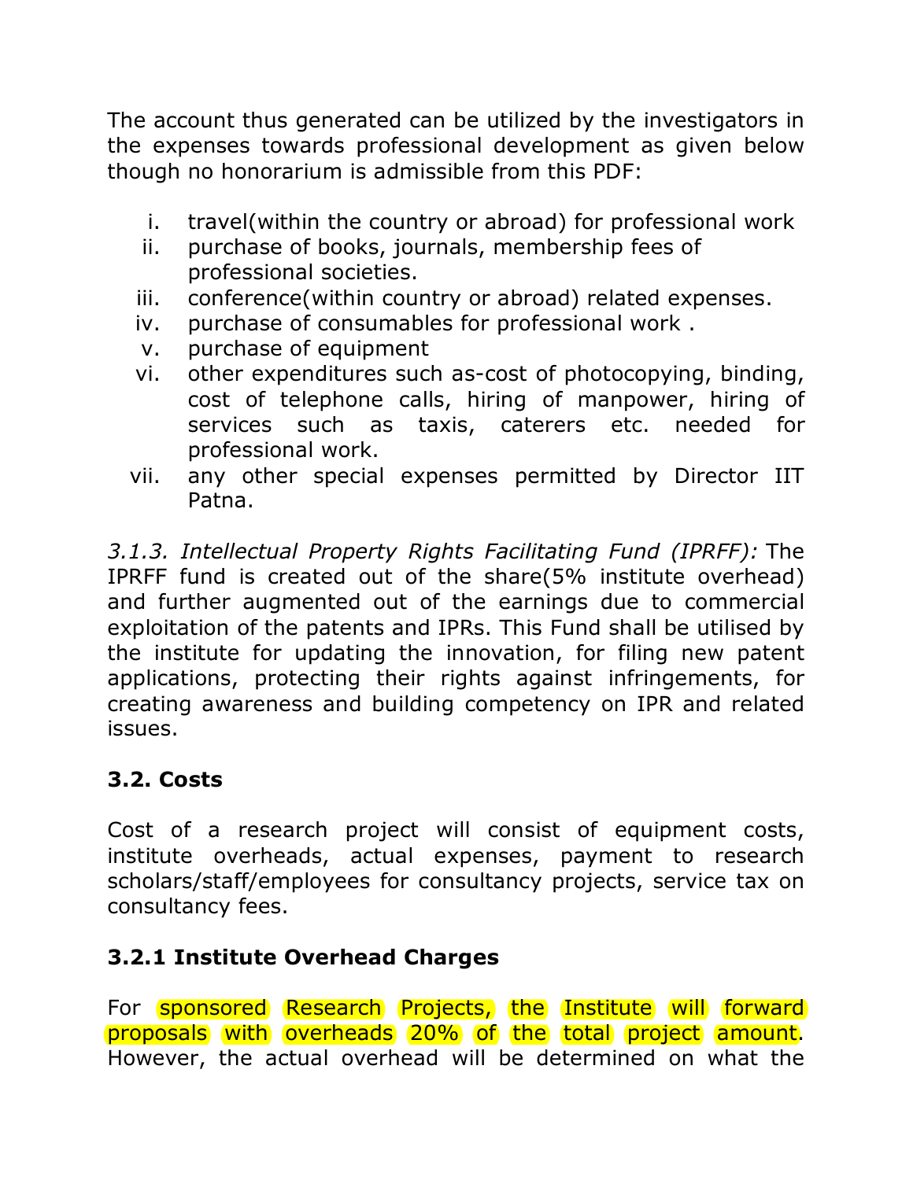The account thus generated can be utilized by the investigators in the expenses towards professional development as given below though no honorarium is admissible from this PDF:

i. travel(within the country or abroad) for professional work
ii. purchase of books, journals, membership fees of professional societies.
iii. conference(within country or abroad) related expenses.
iv. purchase of consumables for professional work .
v. purchase of equipment
vi. other expenditures such as-cost of photocopying, binding, cost of telephone calls, hiring of manpower, hiring of services such as taxis, caterers etc. needed for professional work.
vii. any other special expenses permitted by Director IIT Patna.

*3.1.3. Intellectual Property Rights Facilitating Fund (IPRFF):* The IPRFF fund is created out of the share(5% institute overhead) and further augmented out of the earnings due to commercial exploitation of the patents and IPRs. This Fund shall be utilised by the institute for updating the innovation, for filing new patent applications, protecting their rights against infringements, for creating awareness and building competency on IPR and related issues.

## 3.2. Costs

Cost of a research project will consist of equipment costs, institute overheads, actual expenses, payment to research scholars/staff/employees for consultancy projects, service tax on consultancy fees.

### 3.2.1 Institute Overhead Charges

For sponsored Research Projects, the Institute will forward proposals with overheads 20% of the total project amount. However, the actual overhead will be determined on what the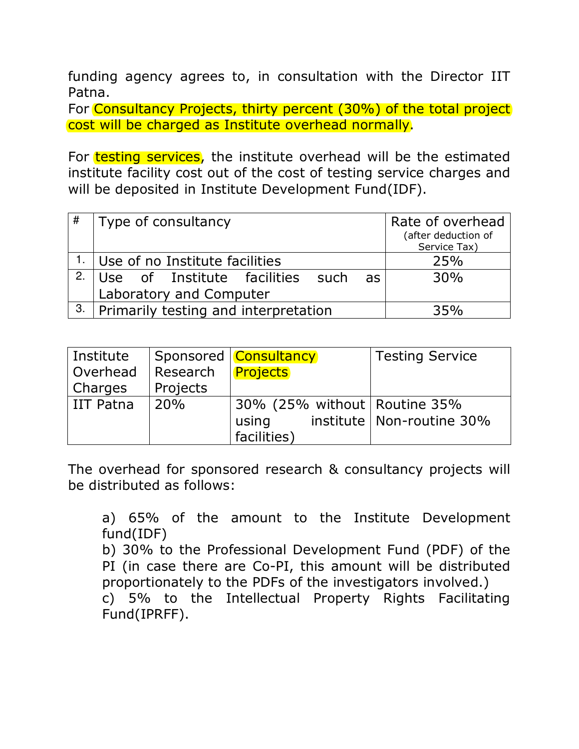funding agency agrees to, in consultation with the Director IIT Patna.
For Consultancy Projects, thirty percent (30%) of the total project cost will be charged as Institute overhead normally.

For testing services, the institute overhead will be the estimated institute facility cost out of the cost of testing service charges and will be deposited in Institute Development Fund(IDF).

| # | Type of consultancy | Rate of overhead (after deduction of Service Tax) |
|---|---|---|
| 1. | Use of no Institute facilities | 25% |
| 2. | Use of Institute facilities such as Laboratory and Computer | 30% |
| 3. | Primarily testing and interpretation | 35% |

| Institute Overhead Charges | Sponsored Research Projects | Consultancy Projects | Testing Service |
|---|---|---|---|
| IIT Patna | 20% | 30% (25% without using institute facilities) | Routine 35% Non-routine 30% |

The overhead for sponsored research & consultancy projects will be distributed as follows:

a) 65% of the amount to the Institute Development fund(IDF)
b) 30% to the Professional Development Fund (PDF) of the PI (in case there are Co-PI, this amount will be distributed proportionately to the PDFs of the investigators involved.)
c) 5% to the Intellectual Property Rights Facilitating Fund(IPRFF).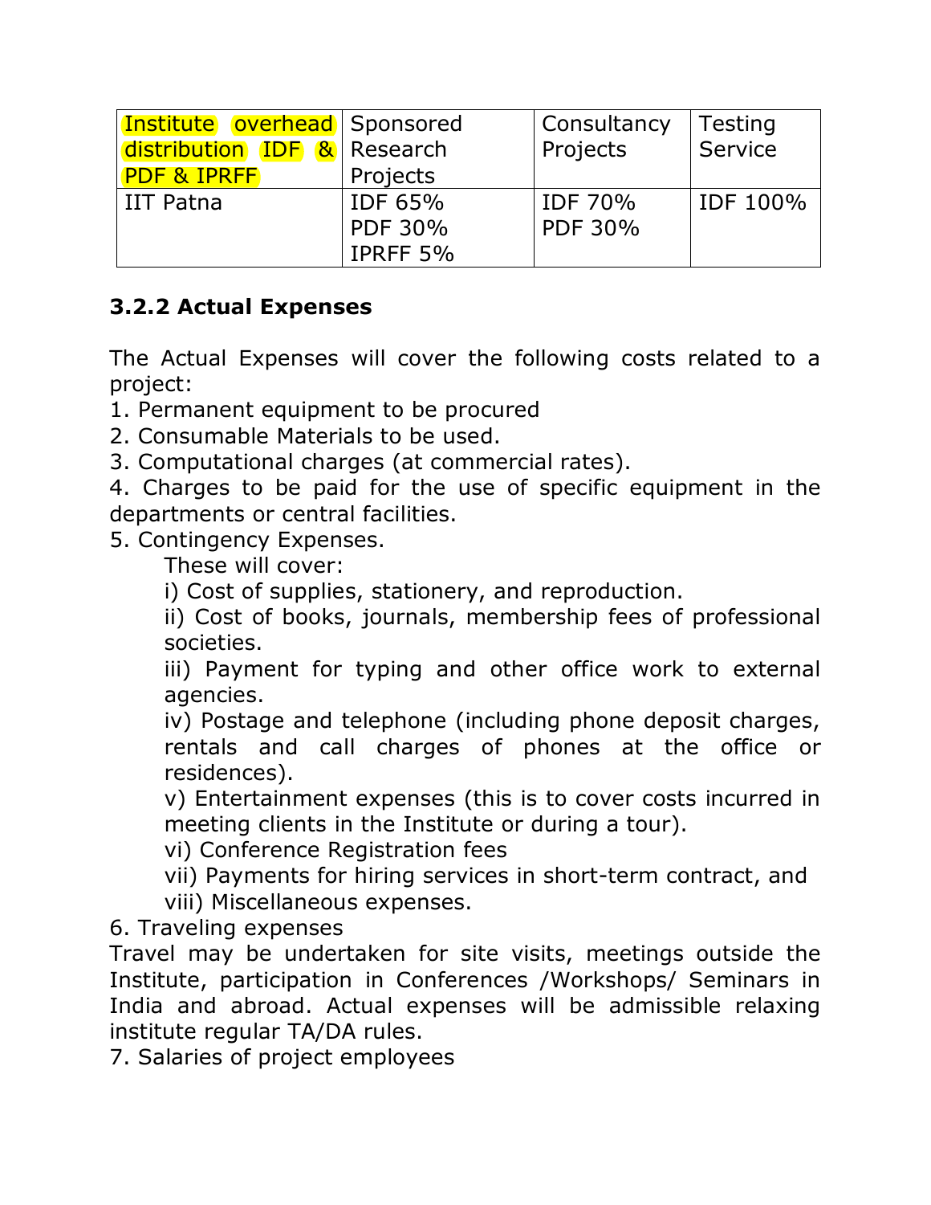| Institute overhead distribution IDF & PDF & IPRFF | Sponsored Research Projects | Consultancy Projects | Testing Service |
|---|---|---|---|
| IIT Patna | IDF 65%<br>PDF 30%<br>IPRFF 5% | IDF 70%<br>PDF 30% | IDF 100% |

### 3.2.2 Actual Expenses

The Actual Expenses will cover the following costs related to a project:

1. Permanent equipment to be procured
2. Consumable Materials to be used.
3. Computational charges (at commercial rates).
4. Charges to be paid for the use of specific equipment in the departments or central facilities.
5. Contingency Expenses.

    These will cover:

    i) Cost of supplies, stationery, and reproduction.

    ii) Cost of books, journals, membership fees of professional societies.

    iii) Payment for typing and other office work to external agencies.

    iv) Postage and telephone (including phone deposit charges, rentals and call charges of phones at the office or residences).

    v) Entertainment expenses (this is to cover costs incurred in meeting clients in the Institute or during a tour).

    vi) Conference Registration fees

    vii) Payments for hiring services in short-term contract, and

    viii) Miscellaneous expenses.

6. Traveling expenses

Travel may be undertaken for site visits, meetings outside the Institute, participation in Conferences /Workshops/ Seminars in India and abroad. Actual expenses will be admissible relaxing institute regular TA/DA rules.

7. Salaries of project employees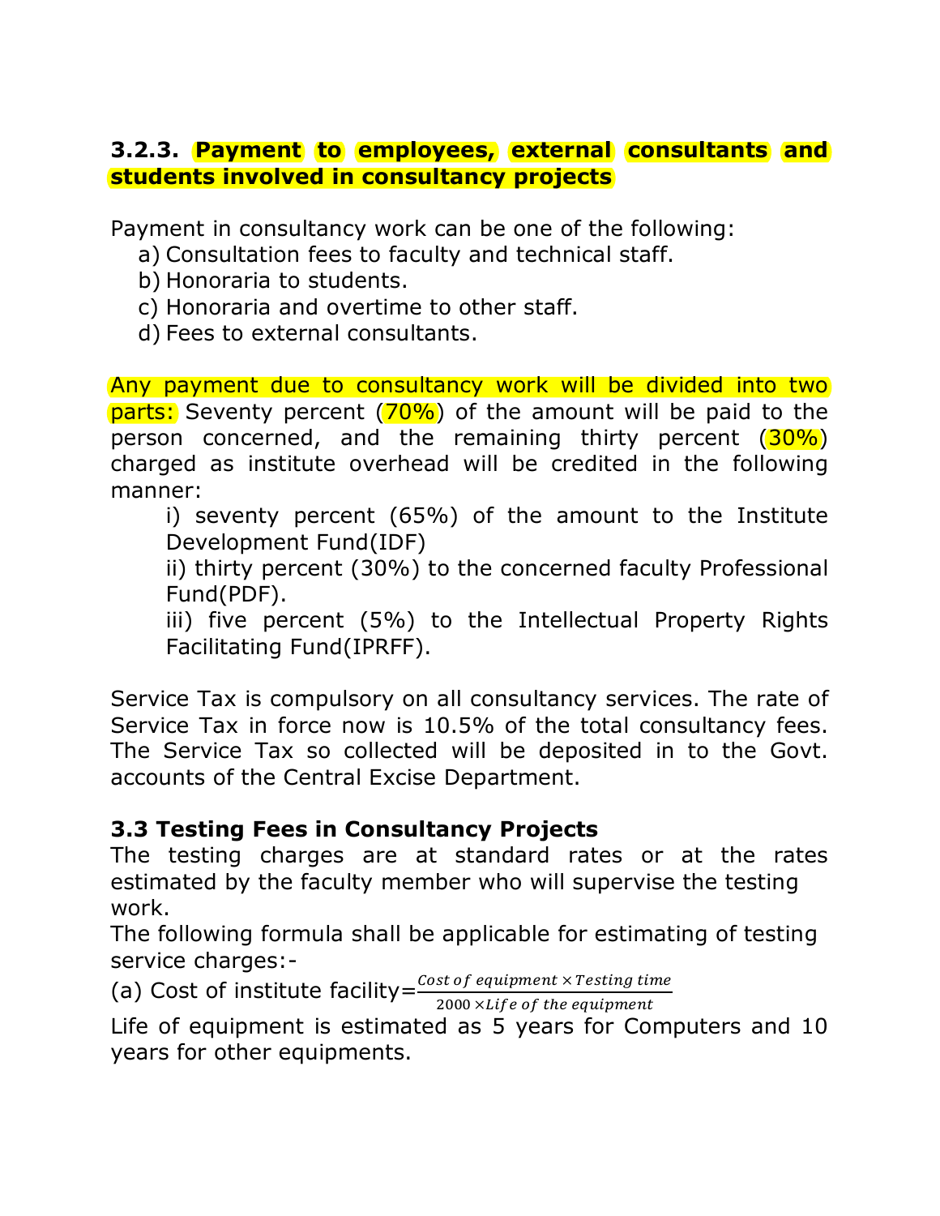### 3.2.3. Payment to employees, external consultants and students involved in consultancy projects

Payment in consultancy work can be one of the following:

a) Consultation fees to faculty and technical staff.
b) Honoraria to students.
c) Honoraria and overtime to other staff.
d) Fees to external consultants.

Any payment due to consultancy work will be divided into two parts: Seventy percent (70%) of the amount will be paid to the person concerned, and the remaining thirty percent (30%) charged as institute overhead will be credited in the following manner:

i) seventy percent (65%) of the amount to the Institute Development Fund(IDF)
ii) thirty percent (30%) to the concerned faculty Professional Fund(PDF).
iii) five percent (5%) to the Intellectual Property Rights Facilitating Fund(IPRFF).

Service Tax is compulsory on all consultancy services. The rate of Service Tax in force now is 10.5% of the total consultancy fees. The Service Tax so collected will be deposited in to the Govt. accounts of the Central Excise Department.

### 3.3 Testing Fees in Consultancy Projects

The testing charges are at standard rates or at the rates estimated by the faculty member who will supervise the testing work.

The following formula shall be applicable for estimating of testing service charges:-

(a) Cost of institute facility= $\frac{Cost\ of\ equipment \times Testing\ time}{2000 \times Life\ of\ the\ equipment}$

Life of equipment is estimated as 5 years for Computers and 10 years for other equipments.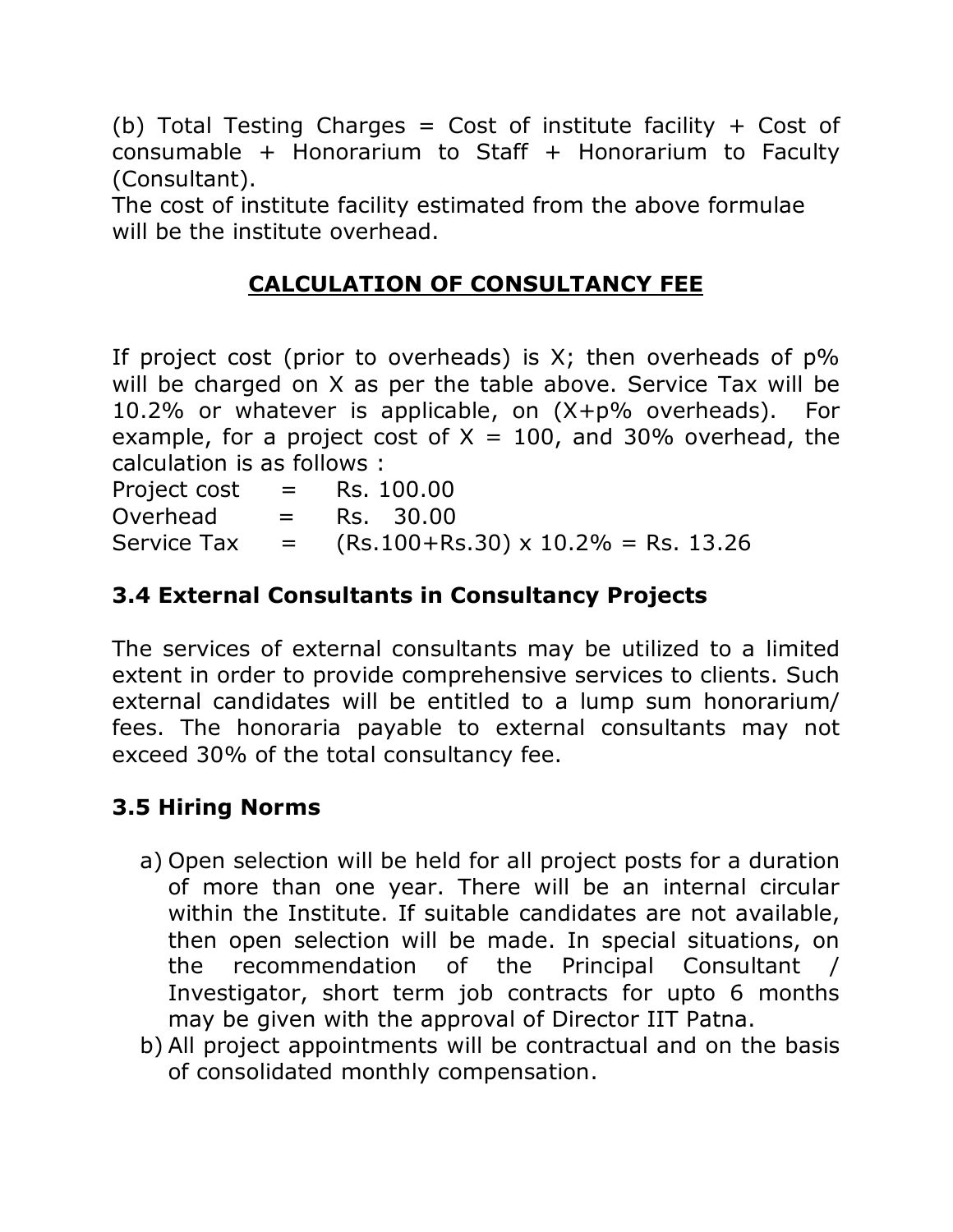(b) Total Testing Charges = Cost of institute facility + Cost of consumable + Honorarium to Staff + Honorarium to Faculty (Consultant).

The cost of institute facility estimated from the above formulae will be the institute overhead.

## **CALCULATION OF CONSULTANCY FEE**

If project cost (prior to overheads) is X; then overheads of p% will be charged on X as per the table above. Service Tax will be 10.2% or whatever is applicable, on (X+p% overheads). For example, for a project cost of X = 100, and 30% overhead, the calculation is as follows :

Project cost = Rs. 100.00
Overhead = Rs. 30.00
Service Tax = (Rs.100+Rs.30) x 10.2% = Rs. 13.26

### **3.4 External Consultants in Consultancy Projects**

The services of external consultants may be utilized to a limited extent in order to provide comprehensive services to clients. Such external candidates will be entitled to a lump sum honorarium/ fees. The honoraria payable to external consultants may not exceed 30% of the total consultancy fee.

### **3.5 Hiring Norms**

a) Open selection will be held for all project posts for a duration of more than one year. There will be an internal circular within the Institute. If suitable candidates are not available, then open selection will be made. In special situations, on the recommendation of the Principal Consultant / Investigator, short term job contracts for upto 6 months may be given with the approval of Director IIT Patna.

b) All project appointments will be contractual and on the basis of consolidated monthly compensation.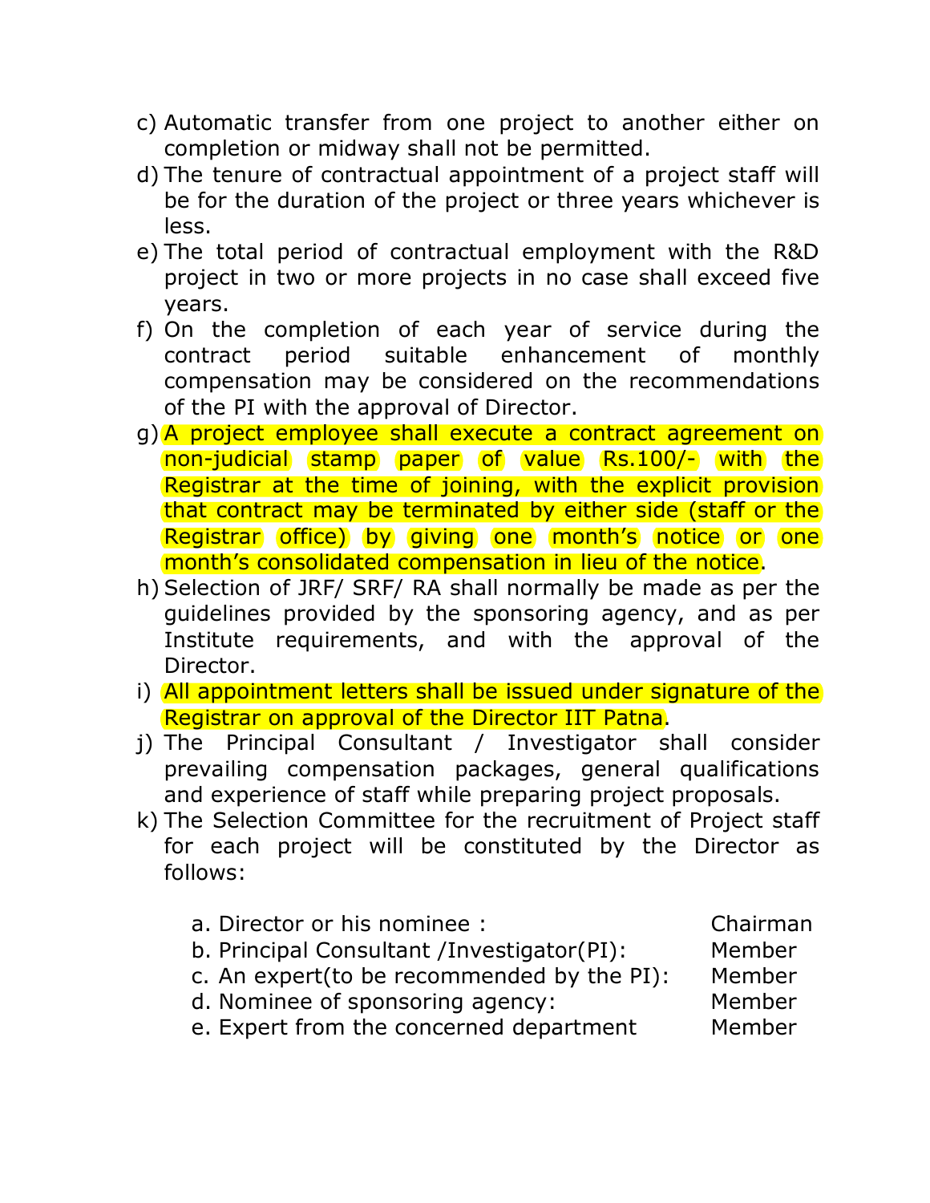c) Automatic transfer from one project to another either on completion or midway shall not be permitted.

d) The tenure of contractual appointment of a project staff will be for the duration of the project or three years whichever is less.

e) The total period of contractual employment with the R&D project in two or more projects in no case shall exceed five years.

f) On the completion of each year of service during the contract period suitable enhancement of monthly compensation may be considered on the recommendations of the PI with the approval of Director.

g) A project employee shall execute a contract agreement on non-judicial stamp paper of value Rs.100/- with the Registrar at the time of joining, with the explicit provision that contract may be terminated by either side (staff or the Registrar office) by giving one month's notice or one month's consolidated compensation in lieu of the notice.

h) Selection of JRF/ SRF/ RA shall normally be made as per the guidelines provided by the sponsoring agency, and as per Institute requirements, and with the approval of the Director.

i) All appointment letters shall be issued under signature of the Registrar on approval of the Director IIT Patna.

j) The Principal Consultant / Investigator shall consider prevailing compensation packages, general qualifications and experience of staff while preparing project proposals.

k) The Selection Committee for the recruitment of Project staff for each project will be constituted by the Director as follows:

| | |
|---|---|
| a. Director or his nominee : | Chairman |
| b. Principal Consultant /Investigator(PI): | Member |
| c. An expert(to be recommended by the PI): | Member |
| d. Nominee of sponsoring agency: | Member |
| e. Expert from the concerned department | Member |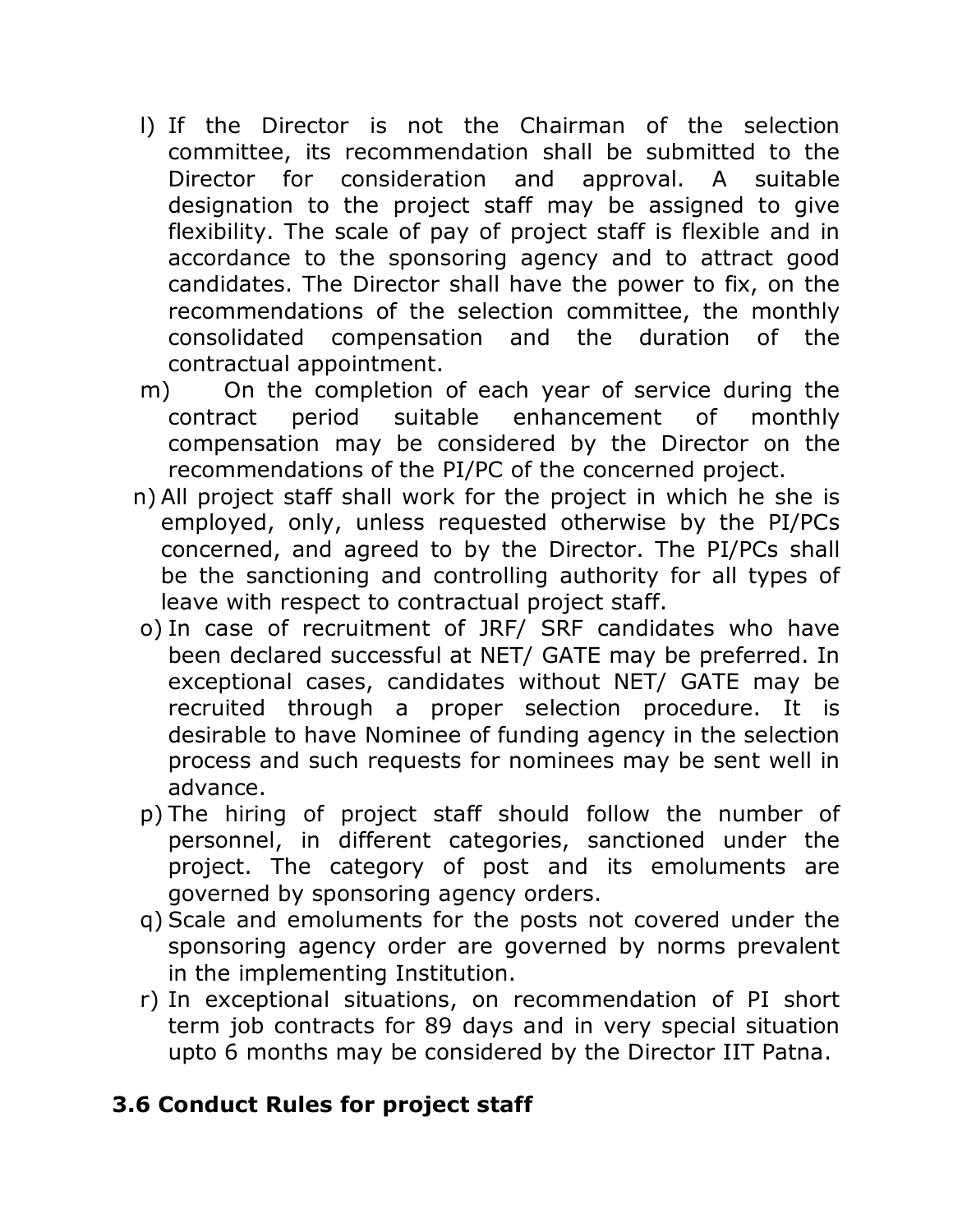l) If the Director is not the Chairman of the selection committee, its recommendation shall be submitted to the Director for consideration and approval. A suitable designation to the project staff may be assigned to give flexibility. The scale of pay of project staff is flexible and in accordance to the sponsoring agency and to attract good candidates. The Director shall have the power to fix, on the recommendations of the selection committee, the monthly consolidated compensation and the duration of the contractual appointment.

m) On the completion of each year of service during the contract period suitable enhancement of monthly compensation may be considered by the Director on the recommendations of the PI/PC of the concerned project.

n) All project staff shall work for the project in which he she is employed, only, unless requested otherwise by the PI/PCs concerned, and agreed to by the Director. The PI/PCs shall be the sanctioning and controlling authority for all types of leave with respect to contractual project staff.

o) In case of recruitment of JRF/ SRF candidates who have been declared successful at NET/ GATE may be preferred. In exceptional cases, candidates without NET/ GATE may be recruited through a proper selection procedure. It is desirable to have Nominee of funding agency in the selection process and such requests for nominees may be sent well in advance.

p) The hiring of project staff should follow the number of personnel, in different categories, sanctioned under the project. The category of post and its emoluments are governed by sponsoring agency orders.

q) Scale and emoluments for the posts not covered under the sponsoring agency order are governed by norms prevalent in the implementing Institution.

r) In exceptional situations, on recommendation of PI short term job contracts for 89 days and in very special situation upto 6 months may be considered by the Director IIT Patna.

### 3.6 Conduct Rules for project staff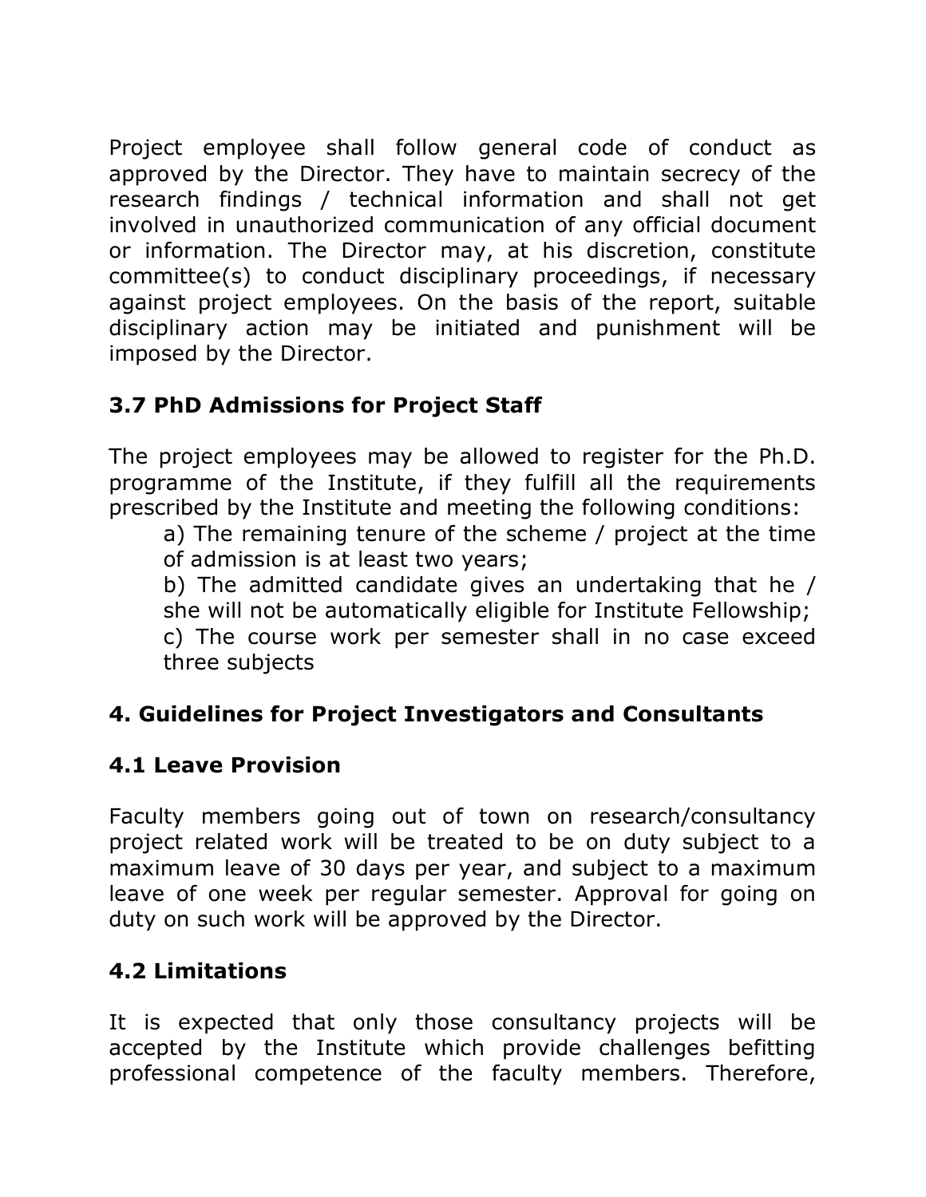Project employee shall follow general code of conduct as approved by the Director. They have to maintain secrecy of the research findings / technical information and shall not get involved in unauthorized communication of any official document or information. The Director may, at his discretion, constitute committee(s) to conduct disciplinary proceedings, if necessary against project employees. On the basis of the report, suitable disciplinary action may be initiated and punishment will be imposed by the Director.

### 3.7 PhD Admissions for Project Staff

The project employees may be allowed to register for the Ph.D. programme of the Institute, if they fulfill all the requirements prescribed by the Institute and meeting the following conditions:

a) The remaining tenure of the scheme / project at the time of admission is at least two years;

b) The admitted candidate gives an undertaking that he / she will not be automatically eligible for Institute Fellowship;

c) The course work per semester shall in no case exceed three subjects

## 4. Guidelines for Project Investigators and Consultants

### 4.1 Leave Provision

Faculty members going out of town on research/consultancy project related work will be treated to be on duty subject to a maximum leave of 30 days per year, and subject to a maximum leave of one week per regular semester. Approval for going on duty on such work will be approved by the Director.

### 4.2 Limitations

It is expected that only those consultancy projects will be accepted by the Institute which provide challenges befitting professional competence of the faculty members. Therefore,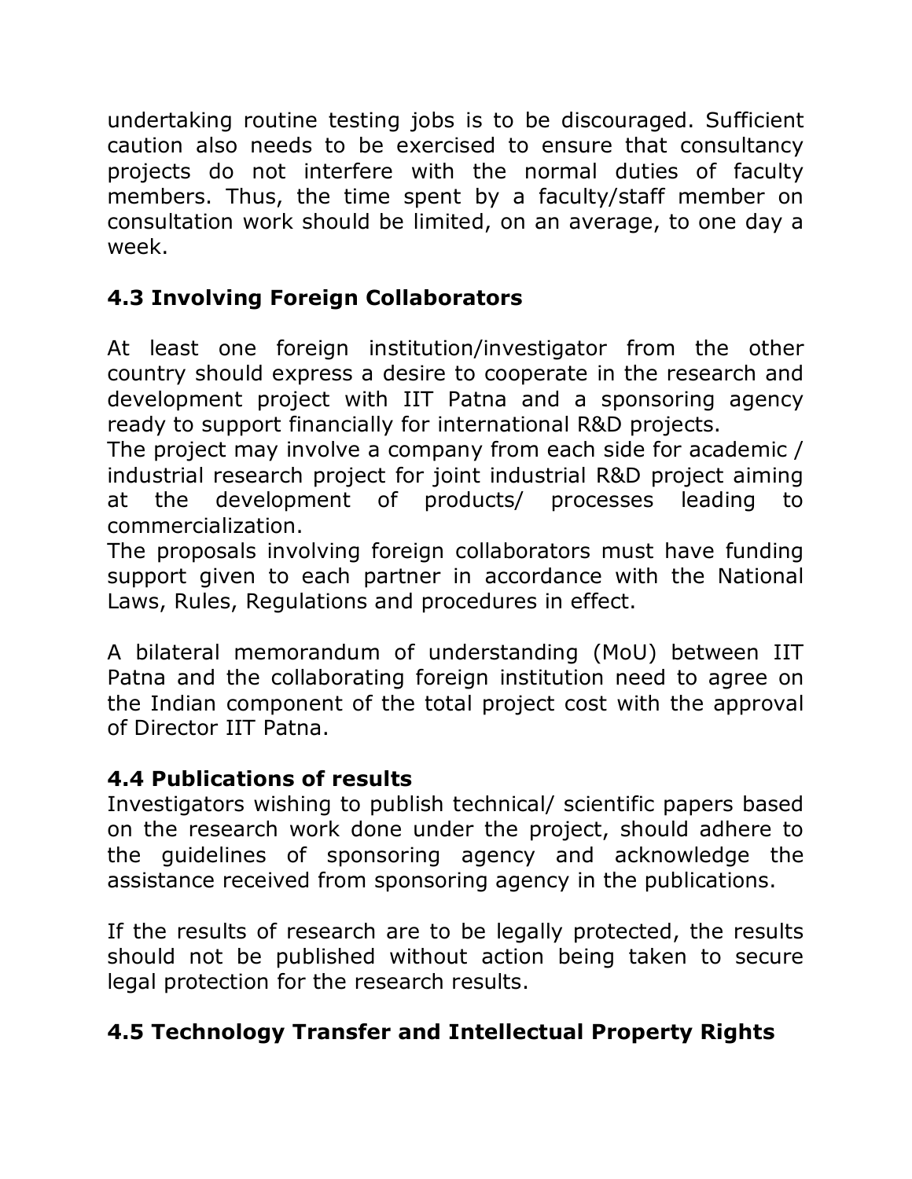undertaking routine testing jobs is to be discouraged. Sufficient caution also needs to be exercised to ensure that consultancy projects do not interfere with the normal duties of faculty members. Thus, the time spent by a faculty/staff member on consultation work should be limited, on an average, to one day a week.

### 4.3 Involving Foreign Collaborators

At least one foreign institution/investigator from the other country should express a desire to cooperate in the research and development project with IIT Patna and a sponsoring agency ready to support financially for international R&D projects.
The project may involve a company from each side for academic / industrial research project for joint industrial R&D project aiming at the development of products/ processes leading to commercialization.
The proposals involving foreign collaborators must have funding support given to each partner in accordance with the National Laws, Rules, Regulations and procedures in effect.

A bilateral memorandum of understanding (MoU) between IIT Patna and the collaborating foreign institution need to agree on the Indian component of the total project cost with the approval of Director IIT Patna.

### 4.4 Publications of results

Investigators wishing to publish technical/ scientific papers based on the research work done under the project, should adhere to the guidelines of sponsoring agency and acknowledge the assistance received from sponsoring agency in the publications.

If the results of research are to be legally protected, the results should not be published without action being taken to secure legal protection for the research results.

### 4.5 Technology Transfer and Intellectual Property Rights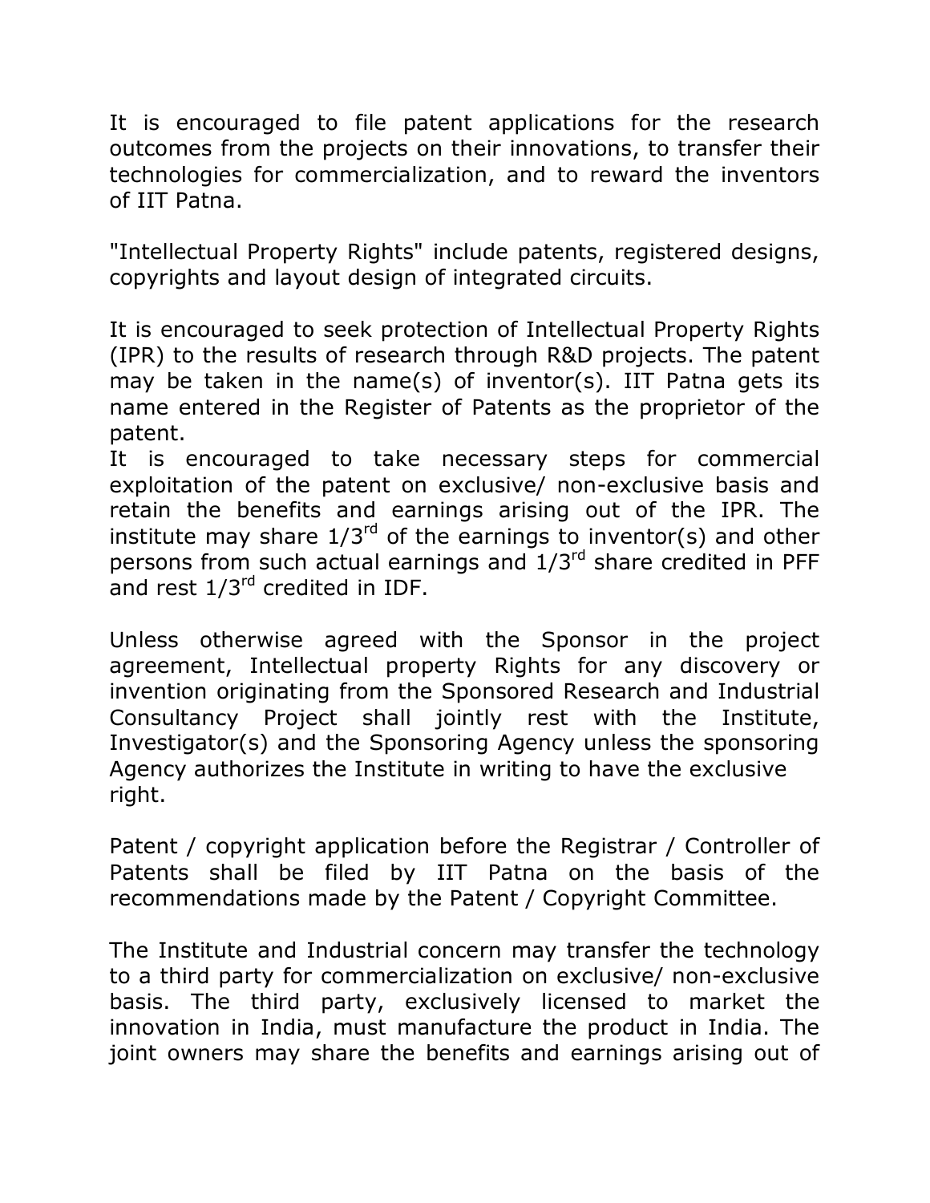It is encouraged to file patent applications for the research outcomes from the projects on their innovations, to transfer their technologies for commercialization, and to reward the inventors of IIT Patna.

"Intellectual Property Rights" include patents, registered designs, copyrights and layout design of integrated circuits.

It is encouraged to seek protection of Intellectual Property Rights (IPR) to the results of research through R&D projects. The patent may be taken in the name(s) of inventor(s). IIT Patna gets its name entered in the Register of Patents as the proprietor of the patent.

It is encouraged to take necessary steps for commercial exploitation of the patent on exclusive/ non-exclusive basis and retain the benefits and earnings arising out of the IPR. The institute may share 1/3rd of the earnings to inventor(s) and other persons from such actual earnings and 1/3rd share credited in PFF and rest 1/3rd credited in IDF.

Unless otherwise agreed with the Sponsor in the project agreement, Intellectual property Rights for any discovery or invention originating from the Sponsored Research and Industrial Consultancy Project shall jointly rest with the Institute, Investigator(s) and the Sponsoring Agency unless the sponsoring Agency authorizes the Institute in writing to have the exclusive right.

Patent / copyright application before the Registrar / Controller of Patents shall be filed by IIT Patna on the basis of the recommendations made by the Patent / Copyright Committee.

The Institute and Industrial concern may transfer the technology to a third party for commercialization on exclusive/ non-exclusive basis. The third party, exclusively licensed to market the innovation in India, must manufacture the product in India. The joint owners may share the benefits and earnings arising out of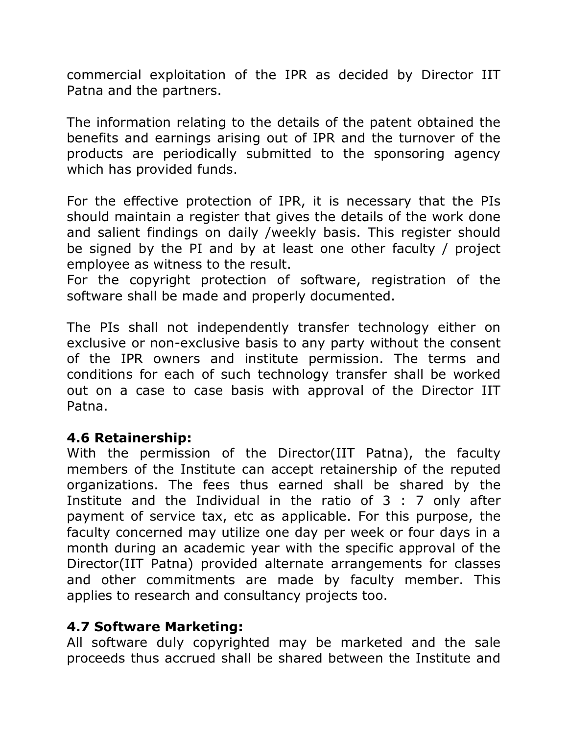commercial exploitation of the IPR as decided by Director IIT Patna and the partners.

The information relating to the details of the patent obtained the benefits and earnings arising out of IPR and the turnover of the products are periodically submitted to the sponsoring agency which has provided funds.

For the effective protection of IPR, it is necessary that the PIs should maintain a register that gives the details of the work done and salient findings on daily /weekly basis. This register should be signed by the PI and by at least one other faculty / project employee as witness to the result.
For the copyright protection of software, registration of the software shall be made and properly documented.

The PIs shall not independently transfer technology either on exclusive or non-exclusive basis to any party without the consent of the IPR owners and institute permission. The terms and conditions for each of such technology transfer shall be worked out on a case to case basis with approval of the Director IIT Patna.

**4.6 Retainership:**
With the permission of the Director(IIT Patna), the faculty members of the Institute can accept retainership of the reputed organizations. The fees thus earned shall be shared by the Institute and the Individual in the ratio of 3 : 7 only after payment of service tax, etc as applicable. For this purpose, the faculty concerned may utilize one day per week or four days in a month during an academic year with the specific approval of the Director(IIT Patna) provided alternate arrangements for classes and other commitments are made by faculty member. This applies to research and consultancy projects too.

**4.7 Software Marketing:**
All software duly copyrighted may be marketed and the sale proceeds thus accrued shall be shared between the Institute and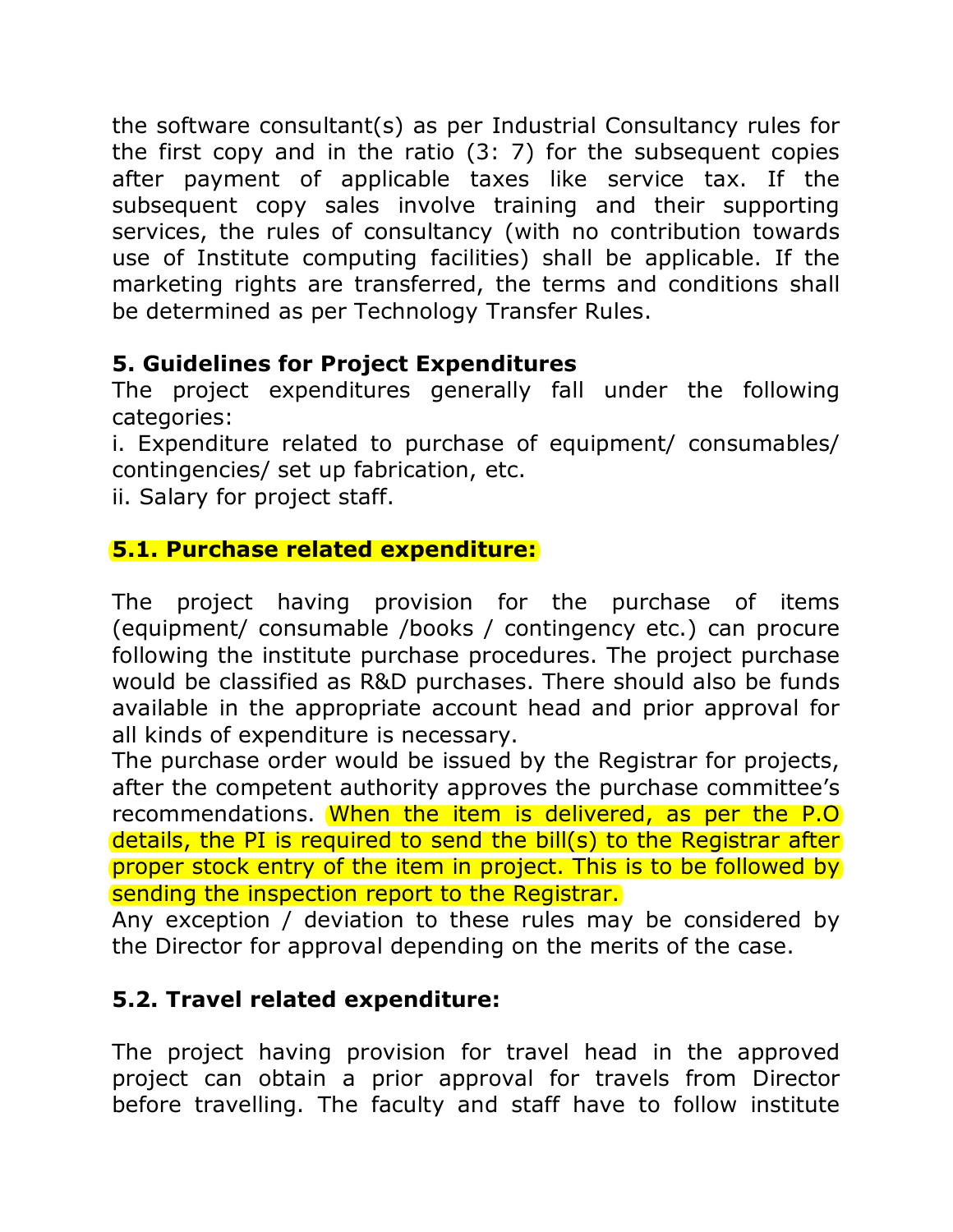the software consultant(s) as per Industrial Consultancy rules for the first copy and in the ratio (3: 7) for the subsequent copies after payment of applicable taxes like service tax. If the subsequent copy sales involve training and their supporting services, the rules of consultancy (with no contribution towards use of Institute computing facilities) shall be applicable. If the marketing rights are transferred, the terms and conditions shall be determined as per Technology Transfer Rules.

### 5. Guidelines for Project Expenditures

The project expenditures generally fall under the following categories:

i. Expenditure related to purchase of equipment/ consumables/ contingencies/ set up fabrication, etc.

ii. Salary for project staff.

#### 5.1. Purchase related expenditure:

The project having provision for the purchase of items (equipment/ consumable /books / contingency etc.) can procure following the institute purchase procedures. The project purchase would be classified as R&D purchases. There should also be funds available in the appropriate account head and prior approval for all kinds of expenditure is necessary.

The purchase order would be issued by the Registrar for projects, after the competent authority approves the purchase committee's recommendations. When the item is delivered, as per the P.O details, the PI is required to send the bill(s) to the Registrar after proper stock entry of the item in project. This is to be followed by sending the inspection report to the Registrar.

Any exception / deviation to these rules may be considered by the Director for approval depending on the merits of the case.

#### 5.2. Travel related expenditure:

The project having provision for travel head in the approved project can obtain a prior approval for travels from Director before travelling. The faculty and staff have to follow institute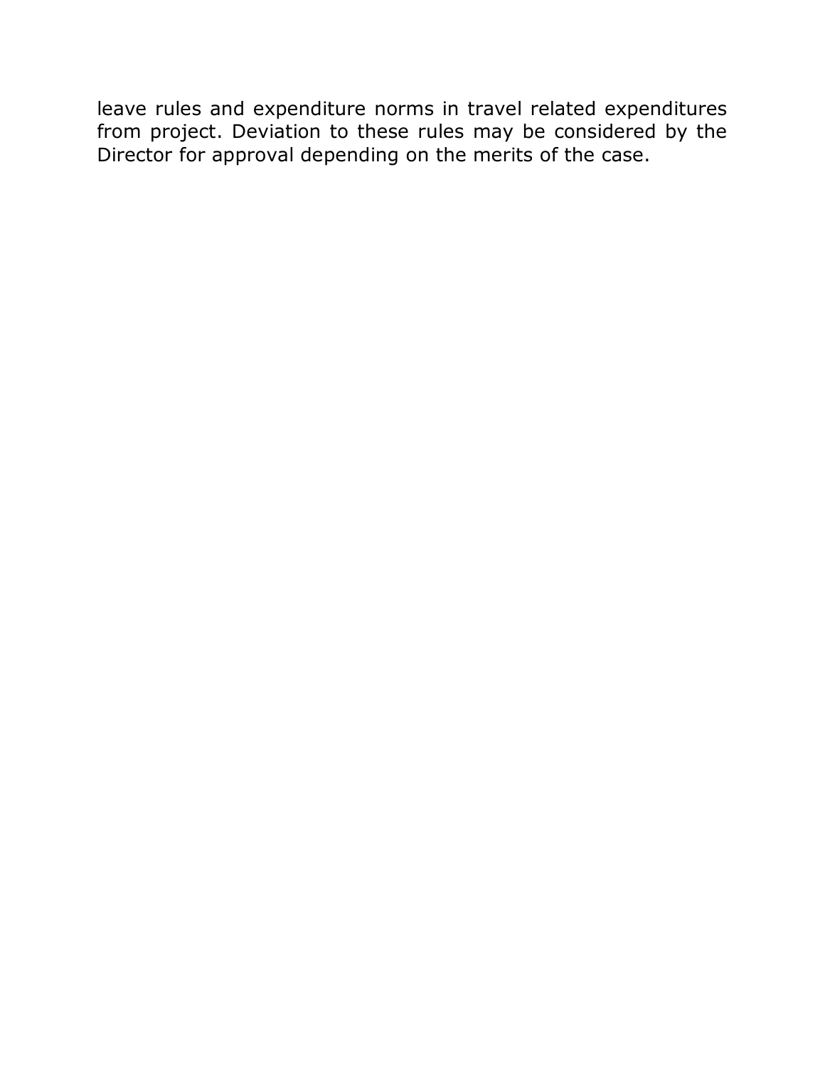leave rules and expenditure norms in travel related expenditures from project. Deviation to these rules may be considered by the Director for approval depending on the merits of the case.